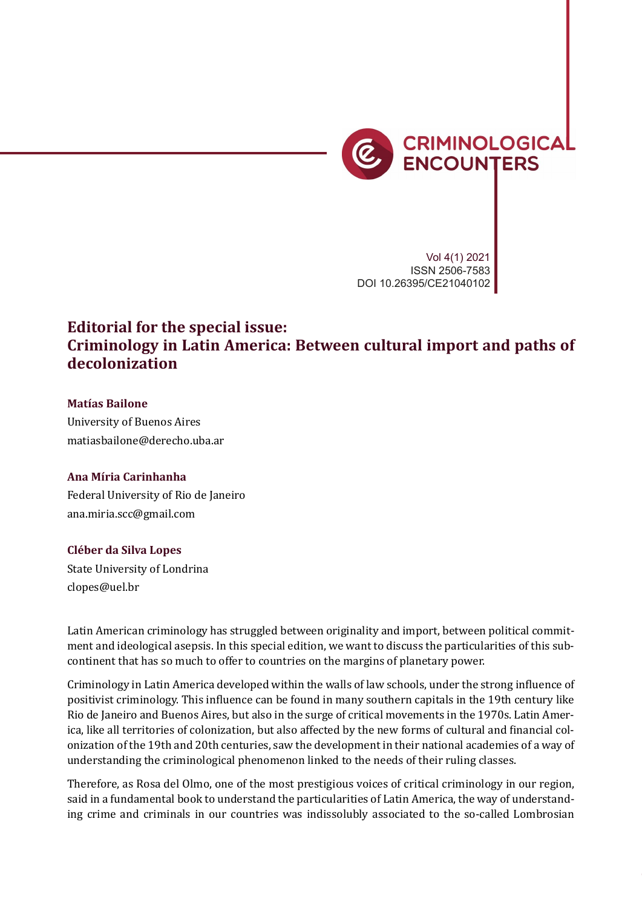# Editorial for the special issue: Criminology in Latin America: Between cultural import and paths of decolonization

**Matías Bailone**
University of Buenos Aires
matiasbailone@derecho.uba.ar

**Ana Míria Carinhanha**
Federal University of Rio de Janeiro
ana.miria.scc@gmail.com

**Cléber da Silva Lopes**
State University of Londrina
clopes@uel.br

Latin American criminology has struggled between originality and import, between political commitment and ideological asepsis. In this special edition, we want to discuss the particularities of this subcontinent that has so much to offer to countries on the margins of planetary power.

Criminology in Latin America developed within the walls of law schools, under the strong influence of positivist criminology. This influence can be found in many southern capitals in the 19th century like Rio de Janeiro and Buenos Aires, but also in the surge of critical movements in the 1970s. Latin America, like all territories of colonization, but also affected by the new forms of cultural and financial colonization of the 19th and 20th centuries, saw the development in their national academies of a way of understanding the criminological phenomenon linked to the needs of their ruling classes.

Therefore, as Rosa del Olmo, one of the most prestigious voices of critical criminology in our region, said in a fundamental book to understand the particularities of Latin America, the way of understanding crime and criminals in our countries was indissolubly associated to the so-called Lombrosian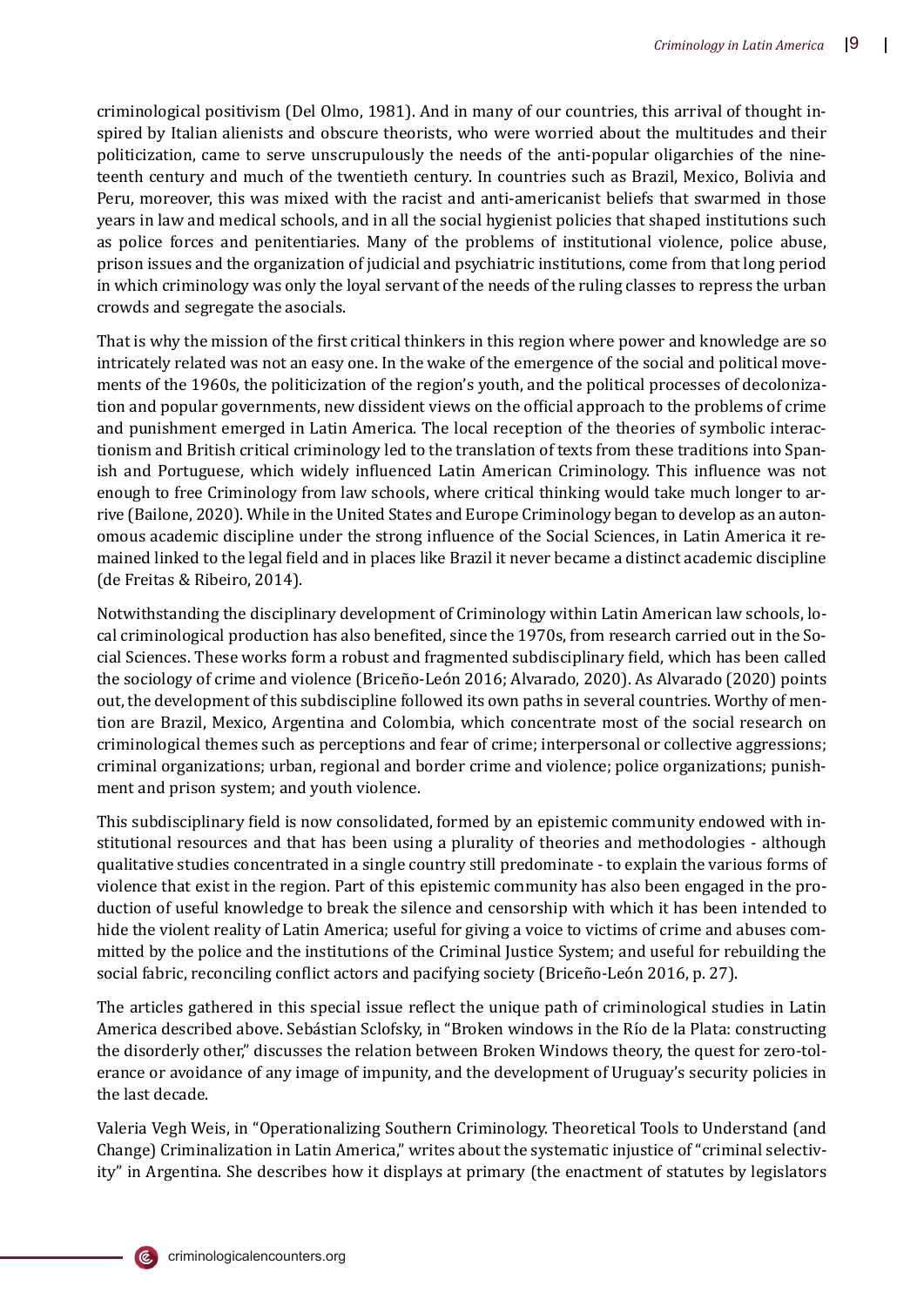criminological positivism (Del Olmo, 1981). And in many of our countries, this arrival of thought inspired by Italian alienists and obscure theorists, who were worried about the multitudes and their politicization, came to serve unscrupulously the needs of the anti-popular oligarchies of the nineteenth century and much of the twentieth century. In countries such as Brazil, Mexico, Bolivia and Peru, moreover, this was mixed with the racist and anti-americanist beliefs that swarmed in those years in law and medical schools, and in all the social hygienist policies that shaped institutions such as police forces and penitentiaries. Many of the problems of institutional violence, police abuse, prison issues and the organization of judicial and psychiatric institutions, come from that long period in which criminology was only the loyal servant of the needs of the ruling classes to repress the urban crowds and segregate the asocials.

That is why the mission of the first critical thinkers in this region where power and knowledge are so intricately related was not an easy one. In the wake of the emergence of the social and political movements of the 1960s, the politicization of the region's youth, and the political processes of decolonization and popular governments, new dissident views on the official approach to the problems of crime and punishment emerged in Latin America. The local reception of the theories of symbolic interactionism and British critical criminology led to the translation of texts from these traditions into Spanish and Portuguese, which widely influenced Latin American Criminology. This influence was not enough to free Criminology from law schools, where critical thinking would take much longer to arrive (Bailone, 2020). While in the United States and Europe Criminology began to develop as an autonomous academic discipline under the strong influence of the Social Sciences, in Latin America it remained linked to the legal field and in places like Brazil it never became a distinct academic discipline (de Freitas & Ribeiro, 2014).

Notwithstanding the disciplinary development of Criminology within Latin American law schools, local criminological production has also benefited, since the 1970s, from research carried out in the Social Sciences. These works form a robust and fragmented subdisciplinary field, which has been called the sociology of crime and violence (Briceño-León 2016; Alvarado, 2020). As Alvarado (2020) points out, the development of this subdiscipline followed its own paths in several countries. Worthy of mention are Brazil, Mexico, Argentina and Colombia, which concentrate most of the social research on criminological themes such as perceptions and fear of crime; interpersonal or collective aggressions; criminal organizations; urban, regional and border crime and violence; police organizations; punishment and prison system; and youth violence.

This subdisciplinary field is now consolidated, formed by an epistemic community endowed with institutional resources and that has been using a plurality of theories and methodologies - although qualitative studies concentrated in a single country still predominate - to explain the various forms of violence that exist in the region. Part of this epistemic community has also been engaged in the production of useful knowledge to break the silence and censorship with which it has been intended to hide the violent reality of Latin America; useful for giving a voice to victims of crime and abuses committed by the police and the institutions of the Criminal Justice System; and useful for rebuilding the social fabric, reconciling conflict actors and pacifying society (Briceño-León 2016, p. 27).

The articles gathered in this special issue reflect the unique path of criminological studies in Latin America described above. Sebástian Sclofsky, in "Broken windows in the Río de la Plata: constructing the disorderly other," discusses the relation between Broken Windows theory, the quest for zero-tolerance or avoidance of any image of impunity, and the development of Uruguay's security policies in the last decade.

Valeria Vegh Weis, in "Operationalizing Southern Criminology. Theoretical Tools to Understand (and Change) Criminalization in Latin America," writes about the systematic injustice of "criminal selectivity" in Argentina. She describes how it displays at primary (the enactment of statutes by legislators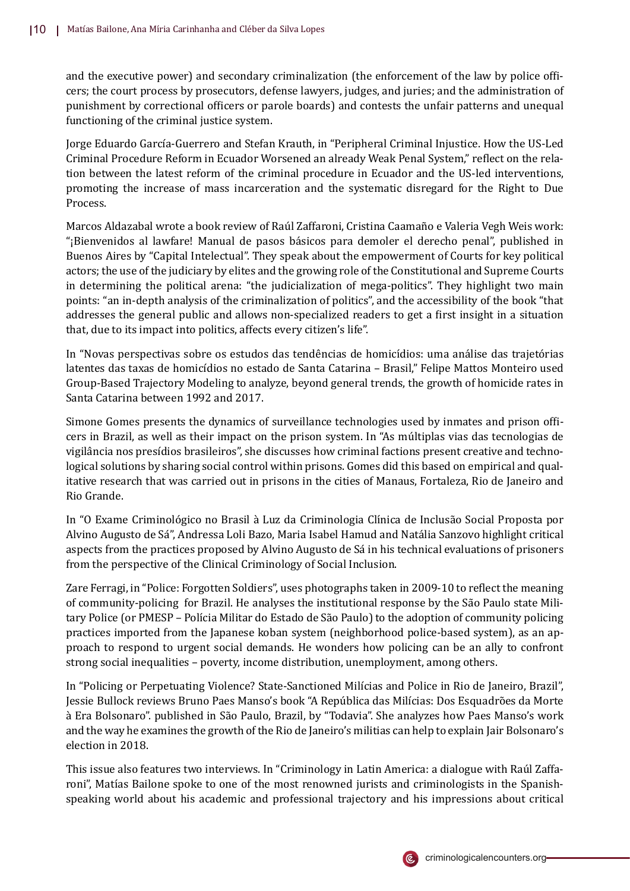and the executive power) and secondary criminalization (the enforcement of the law by police officers; the court process by prosecutors, defense lawyers, judges, and juries; and the administration of punishment by correctional officers or parole boards) and contests the unfair patterns and unequal functioning of the criminal justice system.

Jorge Eduardo García-Guerrero and Stefan Krauth, in "Peripheral Criminal Injustice. How the US-Led Criminal Procedure Reform in Ecuador Worsened an already Weak Penal System," reflect on the relation between the latest reform of the criminal procedure in Ecuador and the US-led interventions, promoting the increase of mass incarceration and the systematic disregard for the Right to Due Process.

Marcos Aldazabal wrote a book review of Raúl Zaffaroni, Cristina Caamaño e Valeria Vegh Weis work: "¡Bienvenidos al lawfare! Manual de pasos básicos para demoler el derecho penal", published in Buenos Aires by "Capital Intelectual". They speak about the empowerment of Courts for key political actors; the use of the judiciary by elites and the growing role of the Constitutional and Supreme Courts in determining the political arena: "the judicialization of mega-politics". They highlight two main points: "an in-depth analysis of the criminalization of politics", and the accessibility of the book "that addresses the general public and allows non-specialized readers to get a first insight in a situation that, due to its impact into politics, affects every citizen's life".

In "Novas perspectivas sobre os estudos das tendências de homicídios: uma análise das trajetórias latentes das taxas de homicídios no estado de Santa Catarina – Brasil," Felipe Mattos Monteiro used Group-Based Trajectory Modeling to analyze, beyond general trends, the growth of homicide rates in Santa Catarina between 1992 and 2017.

Simone Gomes presents the dynamics of surveillance technologies used by inmates and prison officers in Brazil, as well as their impact on the prison system. In "As múltiplas vias das tecnologias de vigilância nos presídios brasileiros", she discusses how criminal factions present creative and technological solutions by sharing social control within prisons. Gomes did this based on empirical and qualitative research that was carried out in prisons in the cities of Manaus, Fortaleza, Rio de Janeiro and Rio Grande.

In "O Exame Criminológico no Brasil à Luz da Criminologia Clínica de Inclusão Social Proposta por Alvino Augusto de Sá", Andressa Loli Bazo, Maria Isabel Hamud and Natália Sanzovo highlight critical aspects from the practices proposed by Alvino Augusto de Sá in his technical evaluations of prisoners from the perspective of the Clinical Criminology of Social Inclusion.

Zare Ferragi, in "Police: Forgotten Soldiers", uses photographs taken in 2009-10 to reflect the meaning of community-policing for Brazil. He analyses the institutional response by the São Paulo state Military Police (or PMESP – Polícia Militar do Estado de São Paulo) to the adoption of community policing practices imported from the Japanese koban system (neighborhood police-based system), as an approach to respond to urgent social demands. He wonders how policing can be an ally to confront strong social inequalities – poverty, income distribution, unemployment, among others.

In "Policing or Perpetuating Violence? State-Sanctioned Milícias and Police in Rio de Janeiro, Brazil", Jessie Bullock reviews Bruno Paes Manso's book "A República das Milícias: Dos Esquadrões da Morte à Era Bolsonaro". published in São Paulo, Brazil, by "Todavia". She analyzes how Paes Manso's work and the way he examines the growth of the Rio de Janeiro's militias can help to explain Jair Bolsonaro's election in 2018.

This issue also features two interviews. In "Criminology in Latin America: a dialogue with Raúl Zaffaroni", Matías Bailone spoke to one of the most renowned jurists and criminologists in the Spanish-speaking world about his academic and professional trajectory and his impressions about critical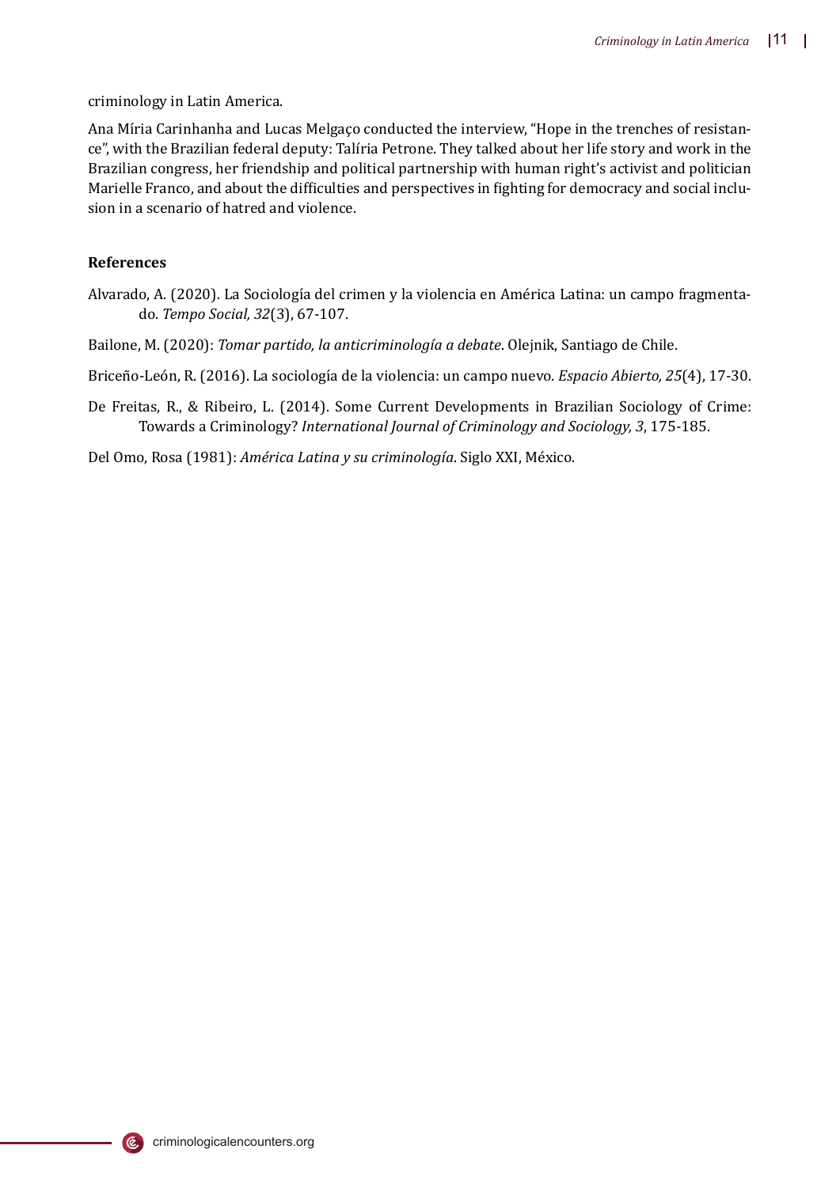criminology in Latin America.

Ana Míria Carinhanha and Lucas Melgaço conducted the interview, "Hope in the trenches of resistance", with the Brazilian federal deputy: Talíria Petrone. They talked about her life story and work in the Brazilian congress, her friendship and political partnership with human right's activist and politician Marielle Franco, and about the difficulties and perspectives in fighting for democracy and social inclusion in a scenario of hatred and violence.

**References**

Alvarado, A. (2020). La Sociología del crimen y la violencia en América Latina: un campo fragmentado. *Tempo Social, 32*(3), 67-107.

Bailone, M. (2020): *Tomar partido, la anticriminología a debate*. Olejnik, Santiago de Chile.

Briceño-León, R. (2016). La sociología de la violencia: un campo nuevo. *Espacio Abierto, 25*(4), 17-30.

De Freitas, R., & Ribeiro, L. (2014). Some Current Developments in Brazilian Sociology of Crime: Towards a Criminology? *International Journal of Criminology and Sociology, 3*, 175-185.

Del Omo, Rosa (1981): *América Latina y su criminología*. Siglo XXI, México.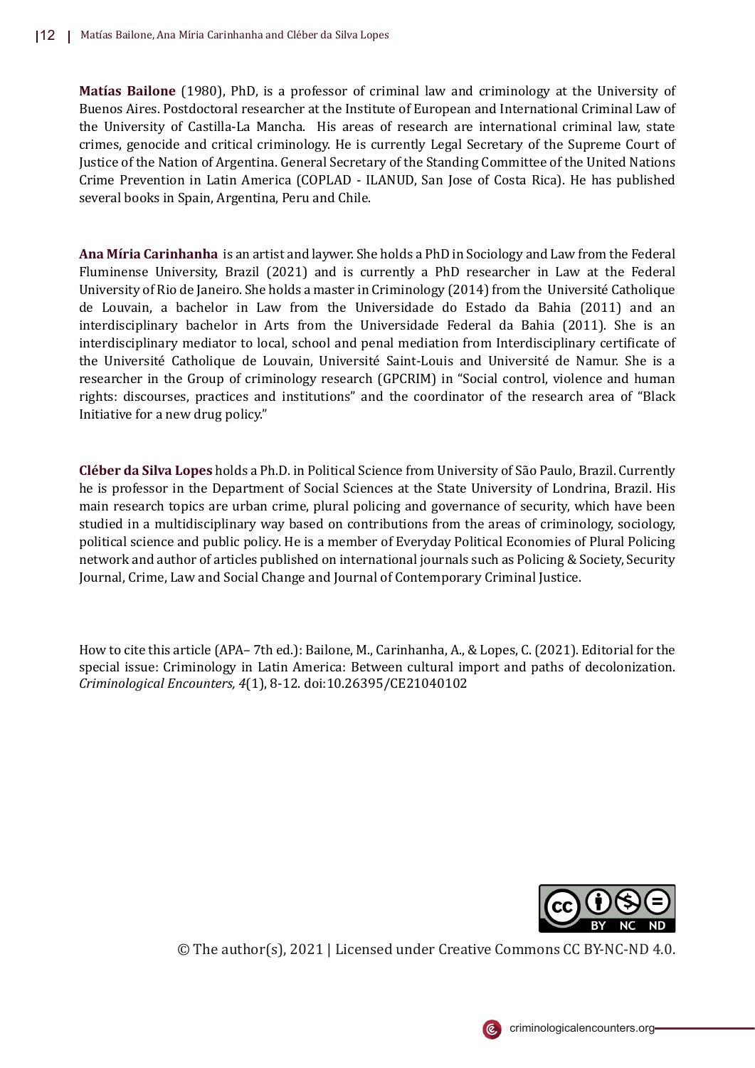**Matías Bailone** (1980), PhD, is a professor of criminal law and criminology at the University of Buenos Aires. Postdoctoral researcher at the Institute of European and International Criminal Law of the University of Castilla-La Mancha. His areas of research are international criminal law, state crimes, genocide and critical criminology. He is currently Legal Secretary of the Supreme Court of Justice of the Nation of Argentina. General Secretary of the Standing Committee of the United Nations Crime Prevention in Latin America (COPLAD - ILANUD, San Jose of Costa Rica). He has published several books in Spain, Argentina, Peru and Chile.

**Ana Míria Carinhanha** is an artist and laywer. She holds a PhD in Sociology and Law from the Federal Fluminense University, Brazil (2021) and is currently a PhD researcher in Law at the Federal University of Rio de Janeiro. She holds a master in Criminology (2014) from the Université Catholique de Louvain, a bachelor in Law from the Universidade do Estado da Bahia (2011) and an interdisciplinary bachelor in Arts from the Universidade Federal da Bahia (2011). She is an interdisciplinary mediator to local, school and penal mediation from Interdisciplinary certificate of the Université Catholique de Louvain, Université Saint-Louis and Université de Namur. She is a researcher in the Group of criminology research (GPCRIM) in "Social control, violence and human rights: discourses, practices and institutions" and the coordinator of the research area of "Black Initiative for a new drug policy."

**Cléber da Silva Lopes** holds a Ph.D. in Political Science from University of São Paulo, Brazil. Currently he is professor in the Department of Social Sciences at the State University of Londrina, Brazil. His main research topics are urban crime, plural policing and governance of security, which have been studied in a multidisciplinary way based on contributions from the areas of criminology, sociology, political science and public policy. He is a member of Everyday Political Economies of Plural Policing network and author of articles published on international journals such as Policing & Society, Security Journal, Crime, Law and Social Change and Journal of Contemporary Criminal Justice.

How to cite this article (APA– 7th ed.): Bailone, M., Carinhanha, A., & Lopes, C. (2021). Editorial for the special issue: Criminology in Latin America: Between cultural import and paths of decolonization. *Criminological Encounters, 4*(1), 8-12. doi:10.26395/CE21040102

© The author(s), 2021 | Licensed under Creative Commons CC BY-NC-ND 4.0.